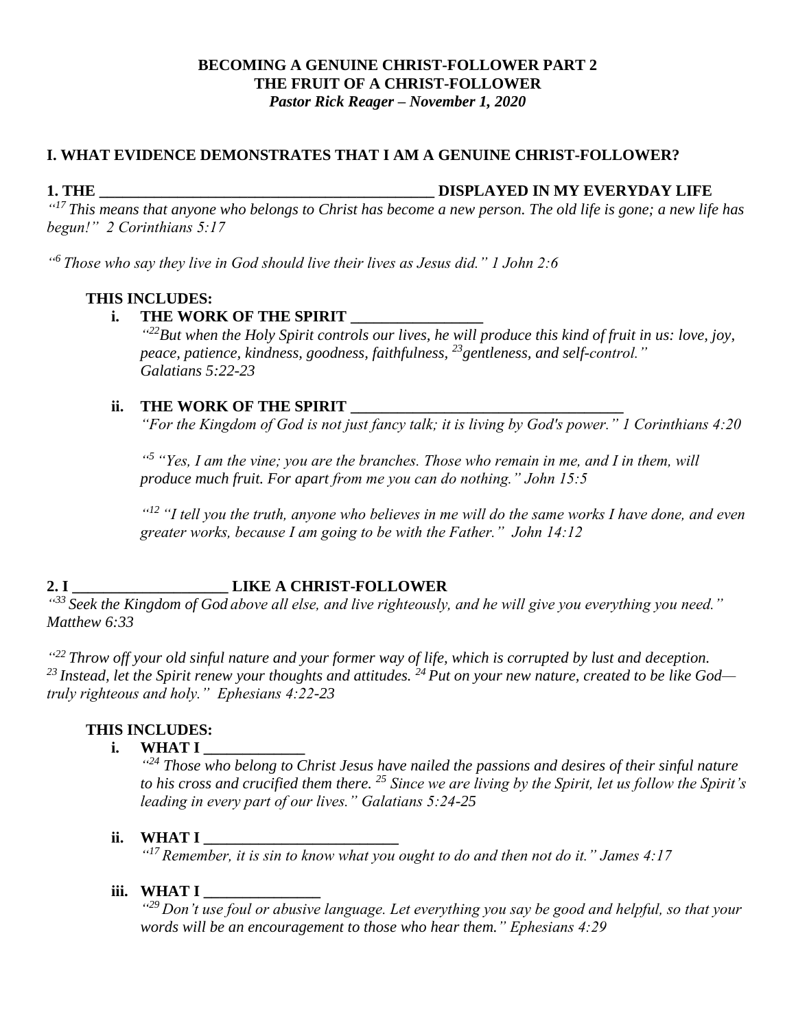**BECOMING A GENUINE CHRIST-FOLLOWER PART 2**
**THE FRUIT OF A CHRIST-FOLLOWER**
***Pastor Rick Reager – November 1, 2020***

## I. WHAT EVIDENCE DEMONSTRATES THAT I AM A GENUINE CHRIST-FOLLOWER?

**1. THE ___________________________________________ DISPLAYED IN MY EVERYDAY LIFE**

*"[17] This means that anyone who belongs to Christ has become a new person. The old life is gone; a new life has begun!" 2 Corinthians 5:17*

*"[6] Those who say they live in God should live their lives as Jesus did." 1 John 2:6*

**THIS INCLUDES:**

**i. THE WORK OF THE SPIRIT _________________**

*"[22]But when the Holy Spirit controls our lives, he will produce this kind of fruit in us: love, joy, peace, patience, kindness, goodness, faithfulness, [23]gentleness, and self-control." Galatians 5:22-23*

**ii. THE WORK OF THE SPIRIT ___________________________________**

*"For the Kingdom of God is not just fancy talk; it is living by God's power." 1 Corinthians 4:20*

*"[5] "Yes, I am the vine; you are the branches. Those who remain in me, and I in them, will produce much fruit. For apart from me you can do nothing." John 15:5*

*"[12] "I tell you the truth, anyone who believes in me will do the same works I have done, and even greater works, because I am going to be with the Father." John 14:12*

**2. I ____________________ LIKE A CHRIST-FOLLOWER**

*"[33] Seek the Kingdom of God above all else, and live righteously, and he will give you everything you need." Matthew 6:33*

*"[22] Throw off your old sinful nature and your former way of life, which is corrupted by lust and deception. [23] Instead, let the Spirit renew your thoughts and attitudes. [24] Put on your new nature, created to be like God—truly righteous and holy." Ephesians 4:22-23*

**THIS INCLUDES:**

**i. WHAT I _____________**

*"[24] Those who belong to Christ Jesus have nailed the passions and desires of their sinful nature to his cross and crucified them there. [25] Since we are living by the Spirit, let us follow the Spirit's leading in every part of our lives." Galatians 5:24-25*

**ii. WHAT I _________________________**

*"[17] Remember, it is sin to know what you ought to do and then not do it." James 4:17*

**iii. WHAT I _______________**

*"[29] Don't use foul or abusive language. Let everything you say be good and helpful, so that your words will be an encouragement to those who hear them." Ephesians 4:29*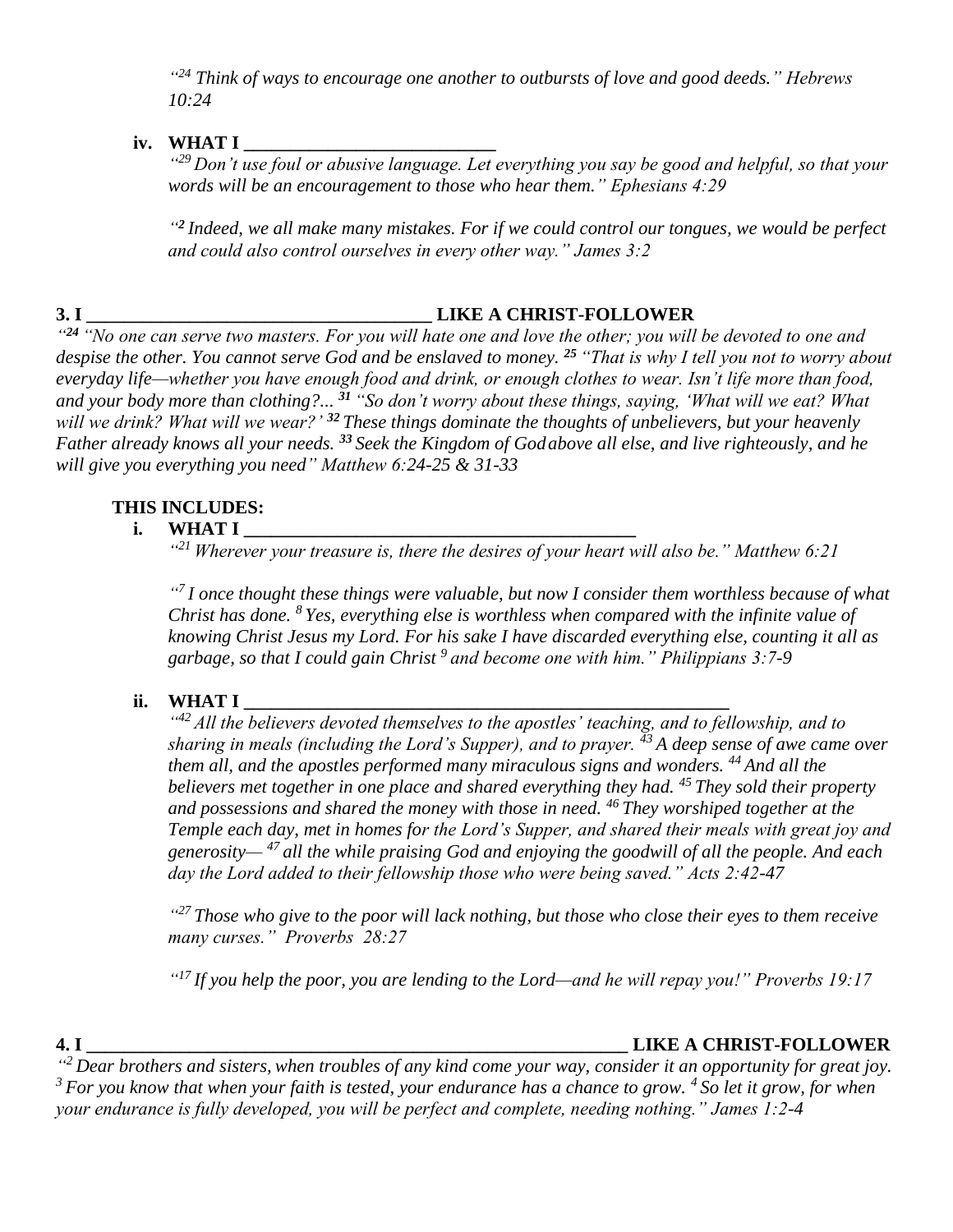*"[24] Think of ways to encourage one another to outbursts of love and good deeds." Hebrews 10:24*

**iv. WHAT I ___________________________**

*"[29] Don't use foul or abusive language. Let everything you say be good and helpful, so that your words will be an encouragement to those who hear them." Ephesians 4:29*

*"[2] Indeed, we all make many mistakes. For if we could control our tongues, we would be perfect and could also control ourselves in every other way." James 3:2*

**3. I _____________________________________ LIKE A CHRIST-FOLLOWER**

*"[24] "No one can serve two masters. For you will hate one and love the other; you will be devoted to one and despise the other. You cannot serve God and be enslaved to money. [25] "That is why I tell you not to worry about everyday life—whether you have enough food and drink, or enough clothes to wear. Isn't life more than food, and your body more than clothing?... [31] "So don't worry about these things, saying, 'What will we eat? What will we drink? What will we wear?' [32] These things dominate the thoughts of unbelievers, but your heavenly Father already knows all your needs. [33] Seek the Kingdom of God above all else, and live righteously, and he will give you everything you need" Matthew 6:24-25 & 31-33*

**THIS INCLUDES:**

**i. WHAT I ________________________________________**

*"[21] Wherever your treasure is, there the desires of your heart will also be." Matthew 6:21*

*"[7] I once thought these things were valuable, but now I consider them worthless because of what Christ has done. [8] Yes, everything else is worthless when compared with the infinite value of knowing Christ Jesus my Lord. For his sake I have discarded everything else, counting it all as garbage, so that I could gain Christ [9] and become one with him." Philippians 3:7-9*

**ii. WHAT I ____________________________________________________**

*"[42] All the believers devoted themselves to the apostles' teaching, and to fellowship, and to sharing in meals (including the Lord's Supper), and to prayer. [43] A deep sense of awe came over them all, and the apostles performed many miraculous signs and wonders. [44] And all the believers met together in one place and shared everything they had. [45] They sold their property and possessions and shared the money with those in need. [46] They worshiped together at the Temple each day, met in homes for the Lord's Supper, and shared their meals with great joy and generosity— [47] all the while praising God and enjoying the goodwill of all the people. And each day the Lord added to their fellowship those who were being saved." Acts 2:42-47*

*"[27] Those who give to the poor will lack nothing, but those who close their eyes to them receive many curses." Proverbs 28:27*

*"[17] If you help the poor, you are lending to the Lord—and he will repay you!" Proverbs 19:17*

**4. I ____________________________________________________________ LIKE A CHRIST-FOLLOWER**

*"[2] Dear brothers and sisters, when troubles of any kind come your way, consider it an opportunity for great joy. [3] For you know that when your faith is tested, your endurance has a chance to grow. [4] So let it grow, for when your endurance is fully developed, you will be perfect and complete, needing nothing." James 1:2-4*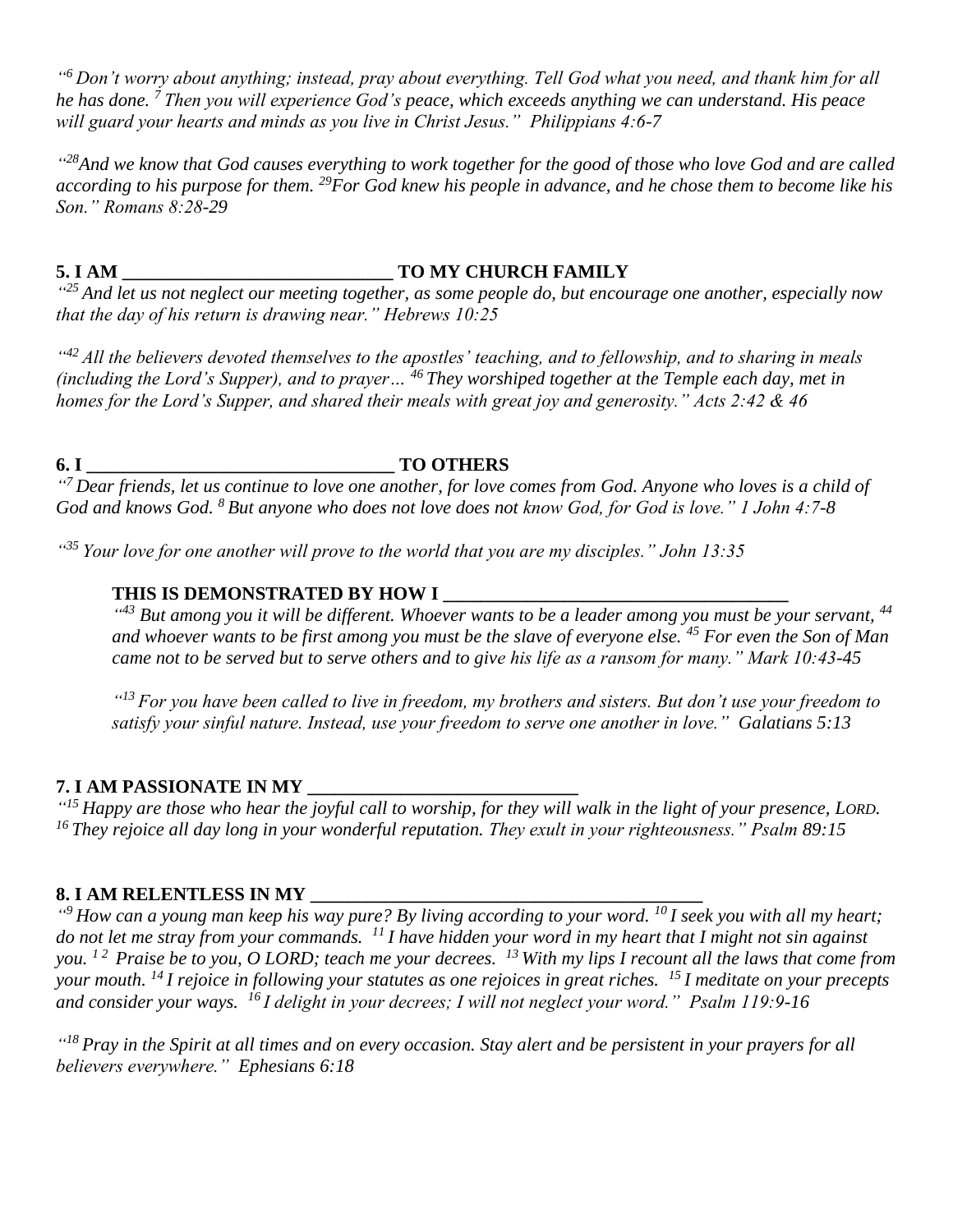*"[6] Don't worry about anything; instead, pray about everything. Tell God what you need, and thank him for all he has done. [7] Then you will experience God's peace, which exceeds anything we can understand. His peace will guard your hearts and minds as you live in Christ Jesus." Philippians 4:6-7*

*"[28]And we know that God causes everything to work together for the good of those who love God and are called according to his purpose for them. [29]For God knew his people in advance, and he chose them to become like his Son." Romans 8:28-29*

**5. I AM _____________________________ TO MY CHURCH FAMILY**

*"[25] And let us not neglect our meeting together, as some people do, but encourage one another, especially now that the day of his return is drawing near." Hebrews 10:25*

*"[42] All the believers devoted themselves to the apostles' teaching, and to fellowship, and to sharing in meals (including the Lord's Supper), and to prayer… [46] They worshiped together at the Temple each day, met in homes for the Lord's Supper, and shared their meals with great joy and generosity." Acts 2:42 & 46*

**6. I _________________________________ TO OTHERS**

*"[7] Dear friends, let us continue to love one another, for love comes from God. Anyone who loves is a child of God and knows God. [8] But anyone who does not love does not know God, for God is love." 1 John 4:7-8*

*"[35] Your love for one another will prove to the world that you are my disciples." John 13:35*

**THIS IS DEMONSTRATED BY HOW I ____________________________________**

*"[43] But among you it will be different. Whoever wants to be a leader among you must be your servant, [44] and whoever wants to be first among you must be the slave of everyone else. [45] For even the Son of Man came not to be served but to serve others and to give his life as a ransom for many." Mark 10:43-45*

*"[13] For you have been called to live in freedom, my brothers and sisters. But don't use your freedom to satisfy your sinful nature. Instead, use your freedom to serve one another in love." Galatians 5:13*

**7. I AM PASSIONATE IN MY _____________________________**

*"[15] Happy are those who hear the joyful call to worship, for they will walk in the light of your presence, LORD. [16] They rejoice all day long in your wonderful reputation. They exult in your righteousness." Psalm 89:15*

**8. I AM RELENTLESS IN MY __________________________________________**

*"[9] How can a young man keep his way pure? By living according to your word. [10] I seek you with all my heart; do not let me stray from your commands. [11] I have hidden your word in my heart that I might not sin against you. [12] Praise be to you, O LORD; teach me your decrees. [13] With my lips I recount all the laws that come from your mouth. [14] I rejoice in following your statutes as one rejoices in great riches. [15] I meditate on your precepts and consider your ways. [16] I delight in your decrees; I will not neglect your word." Psalm 119:9-16*

*"[18] Pray in the Spirit at all times and on every occasion. Stay alert and be persistent in your prayers for all believers everywhere." Ephesians 6:18*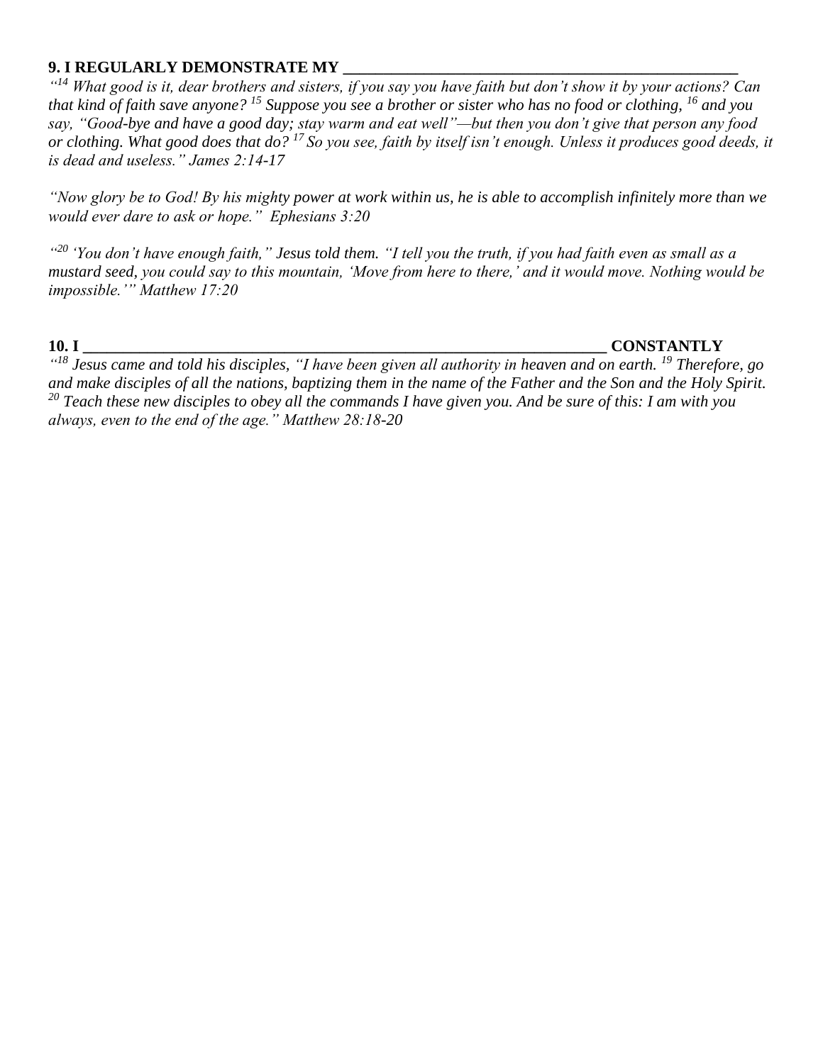**9. I REGULARLY DEMONSTRATE MY \_\_\_\_\_\_\_\_\_\_\_\_\_\_\_\_\_\_\_\_\_\_\_\_\_\_\_\_\_\_\_\_\_\_\_\_\_\_\_\_\_\_\_\_\_\_\_\_\_\_**

*"[14] What good is it, dear brothers and sisters, if you say you have faith but don't show it by your actions? Can that kind of faith save anyone? [15] Suppose you see a brother or sister who has no food or clothing, [16] and you say, "Good-bye and have a good day; stay warm and eat well"—but then you don't give that person any food or clothing. What good does that do? [17] So you see, faith by itself isn't enough. Unless it produces good deeds, it is dead and useless." James 2:14-17*

*"Now glory be to God! By his mighty power at work within us, he is able to accomplish infinitely more than we would ever dare to ask or hope." Ephesians 3:20*

*"[20] 'You don't have enough faith," Jesus told them. "I tell you the truth, if you had faith even as small as a mustard seed, you could say to this mountain, 'Move from here to there,' and it would move. Nothing would be impossible.'" Matthew 17:20*

**10. I \_\_\_\_\_\_\_\_\_\_\_\_\_\_\_\_\_\_\_\_\_\_\_\_\_\_\_\_\_\_\_\_\_\_\_\_\_\_\_\_\_\_\_\_\_\_\_\_\_\_\_\_\_\_\_\_\_\_\_\_\_\_\_\_\_\_ CONSTANTLY**

*"[18] Jesus came and told his disciples, "I have been given all authority in heaven and on earth. [19] Therefore, go and make disciples of all the nations, baptizing them in the name of the Father and the Son and the Holy Spirit. [20] Teach these new disciples to obey all the commands I have given you. And be sure of this: I am with you always, even to the end of the age." Matthew 28:18-20*